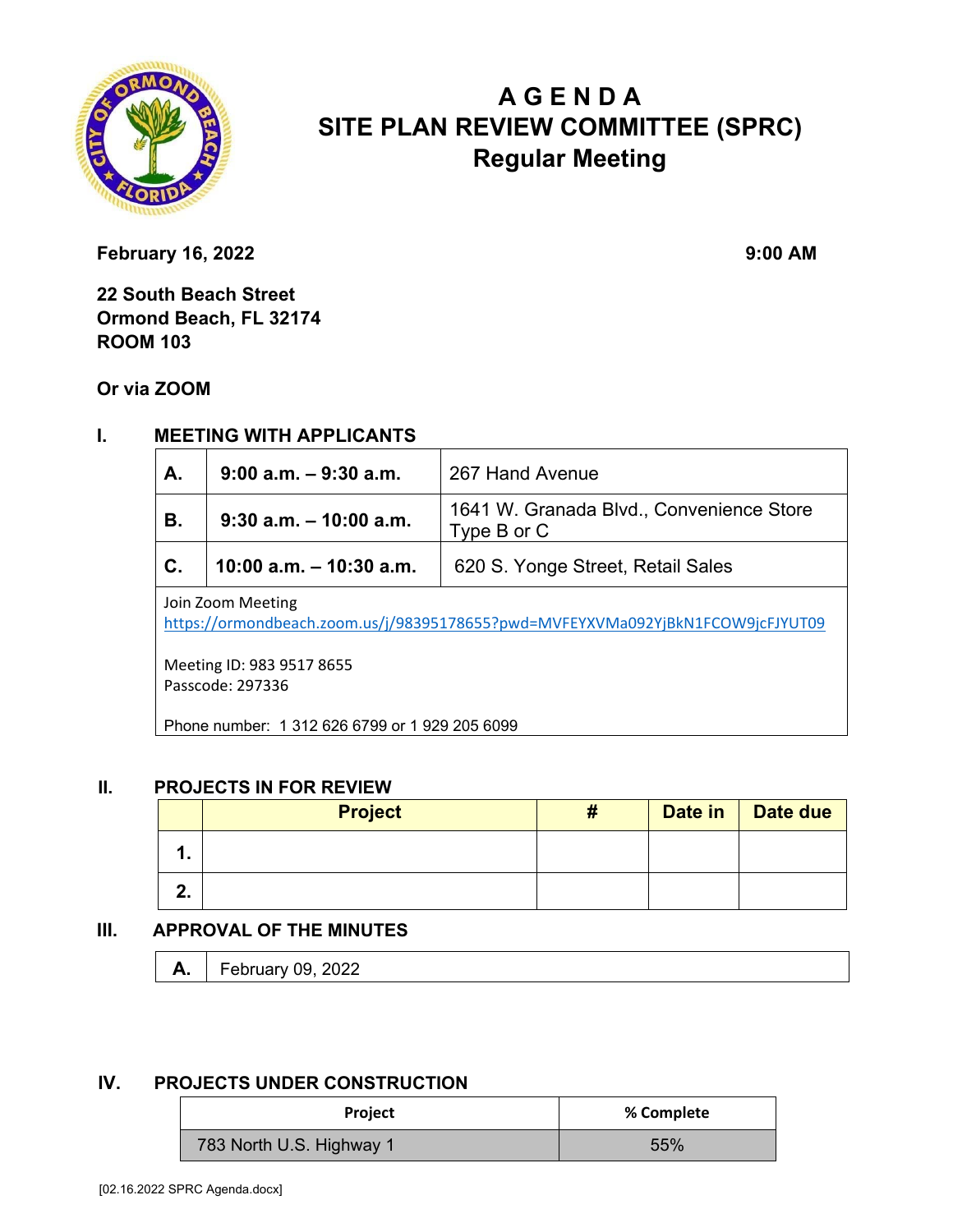# AGENDA
# SITE PLAN REVIEW COMMITTEE (SPRC)
# Regular Meeting

**February 16, 2022** **9:00 AM**

**22 South Beach Street**
**Ormond Beach, FL 32174**
**ROOM 103**

**Or via ZOOM**

## I. MEETING WITH APPLICANTS

| | | |
|---|---|---|
| **A.** | **9:00 a.m. – 9:30 a.m.** | 267 Hand Avenue |
| **B.** | **9:30 a.m. – 10:00 a.m.** | 1641 W. Granada Blvd., Convenience Store Type B or C |
| **C.** | **10:00 a.m. – 10:30 a.m.** | 620 S. Yonge Street, Retail Sales |

Join Zoom Meeting
https://ormondbeach.zoom.us/j/98395178655?pwd=MVFEYXVMa092YjBkN1FCOW9jcFJYUT09

Meeting ID: 983 9517 8655
Passcode: 297336

Phone number: 1 312 626 6799 or 1 929 205 6099

## II. PROJECTS IN FOR REVIEW

| | Project | # | Date in | Date due |
|---|---|---|---|---|
| **1.** | | | | |
| **2.** | | | | |

## III. APPROVAL OF THE MINUTES

| | |
|---|---|
| **A.** | February 09, 2022 |

## IV. PROJECTS UNDER CONSTRUCTION

| Project | % Complete |
|---|---|
| 783 North U.S. Highway 1 | 55% |

[02.16.2022 SPRC Agenda.docx]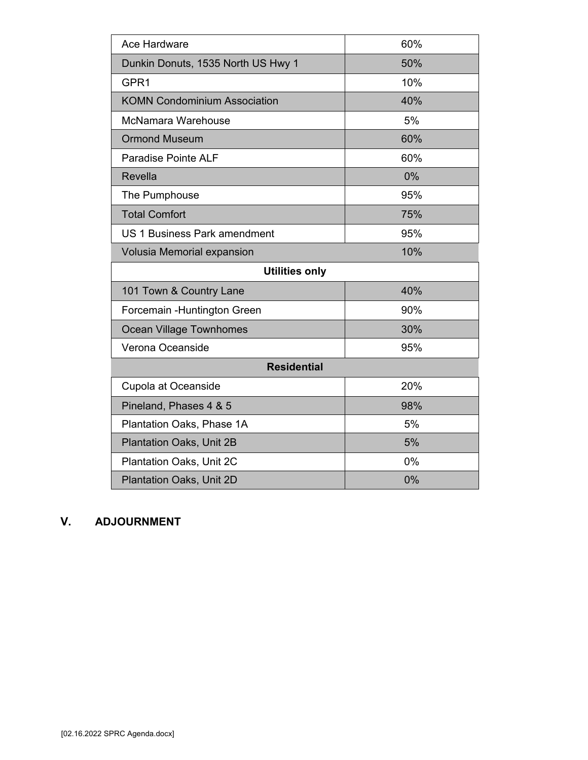| | |
|---|---|
| Ace Hardware | 60% |
| Dunkin Donuts, 1535 North US Hwy 1 | 50% |
| GPR1 | 10% |
| KOMN Condominium Association | 40% |
| McNamara Warehouse | 5% |
| Ormond Museum | 60% |
| Paradise Pointe ALF | 60% |
| Revella | 0% |
| The Pumphouse | 95% |
| Total Comfort | 75% |
| US 1 Business Park amendment | 95% |
| Volusia Memorial expansion | 10% |
| **Utilities only** | |
| 101 Town & Country Lane | 40% |
| Forcemain -Huntington Green | 90% |
| Ocean Village Townhomes | 30% |
| Verona Oceanside | 95% |
| **Residential** | |
| Cupola at Oceanside | 20% |
| Pineland, Phases 4 & 5 | 98% |
| Plantation Oaks, Phase 1A | 5% |
| Plantation Oaks, Unit 2B | 5% |
| Plantation Oaks, Unit 2C | 0% |
| Plantation Oaks, Unit 2D | 0% |

## V. ADJOURNMENT